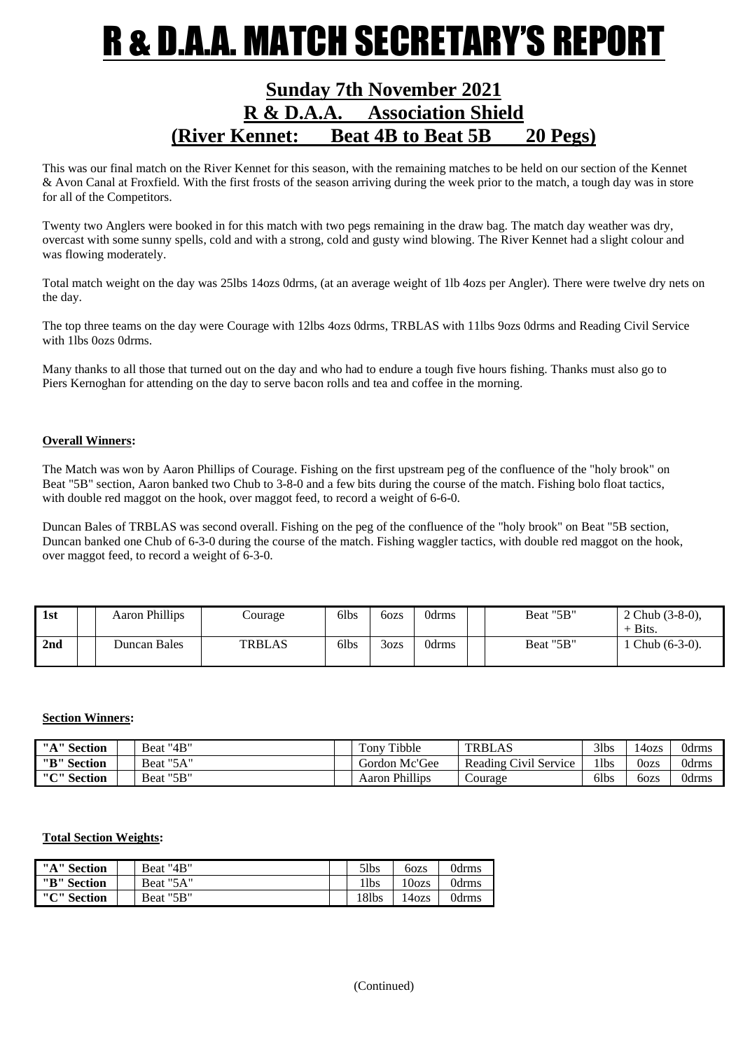# R & D.A.A. MATCH SECRETARY'S REPORT

## Sunday 7th November 2021
## R & D.A.A. Association Shield
## (River Kennet: Beat 4B to Beat 5B 20 Pegs)

This was our final match on the River Kennet for this season, with the remaining matches to be held on our section of the Kennet & Avon Canal at Froxfield. With the first frosts of the season arriving during the week prior to the match, a tough day was in store for all of the Competitors.

Twenty two Anglers were booked in for this match with two pegs remaining in the draw bag. The match day weather was dry, overcast with some sunny spells, cold and with a strong, cold and gusty wind blowing. The River Kennet had a slight colour and was flowing moderately.

Total match weight on the day was 25lbs 14ozs 0drms, (at an average weight of 1lb 4ozs per Angler). There were twelve dry nets on the day.

The top three teams on the day were Courage with 12lbs 4ozs 0drms, TRBLAS with 11lbs 9ozs 0drms and Reading Civil Service with 1lbs 0ozs 0drms.

Many thanks to all those that turned out on the day and who had to endure a tough five hours fishing. Thanks must also go to Piers Kernoghan for attending on the day to serve bacon rolls and tea and coffee in the morning.

**Overall Winners:**

The Match was won by Aaron Phillips of Courage. Fishing on the first upstream peg of the confluence of the "holy brook" on Beat "5B" section, Aaron banked two Chub to 3-8-0 and a few bits during the course of the match. Fishing bolo float tactics, with double red maggot on the hook, over maggot feed, to record a weight of 6-6-0.

Duncan Bales of TRBLAS was second overall. Fishing on the peg of the confluence of the "holy brook" on Beat "5B section, Duncan banked one Chub of 6-3-0 during the course of the match. Fishing waggler tactics, with double red maggot on the hook, over maggot feed, to record a weight of 6-3-0.

| | | | | | | | | | |
|---|---|---|---|---|---|---|---|---|---|
| **1st** | | Aaron Phillips | Courage | 6lbs | 6ozs | 0drms | | Beat "5B" | 2 Chub (3-8-0), + Bits. |
| **2nd** | | Duncan Bales | TRBLAS | 6lbs | 3ozs | 0drms | | Beat "5B" | 1 Chub (6-3-0). |

**Section Winners:**

| | | | | | | | | |
|---|---|---|---|---|---|---|---|---|
| **"A" Section** | | Beat "4B" | | Tony Tibble | TRBLAS | 3lbs | 14ozs | 0drms |
| **"B" Section** | | Beat "5A" | | Gordon Mc'Gee | Reading Civil Service | 1lbs | 0ozs | 0drms |
| **"C" Section** | | Beat "5B" | | Aaron Phillips | Courage | 6lbs | 6ozs | 0drms |

**Total Section Weights:**

| | | | | | | |
|---|---|---|---|---|---|---|
| **"A" Section** | | Beat "4B" | | 5lbs | 6ozs | 0drms |
| **"B" Section** | | Beat "5A" | | 1lbs | 10ozs | 0drms |
| **"C" Section** | | Beat "5B" | | 18lbs | 14ozs | 0drms |

(Continued)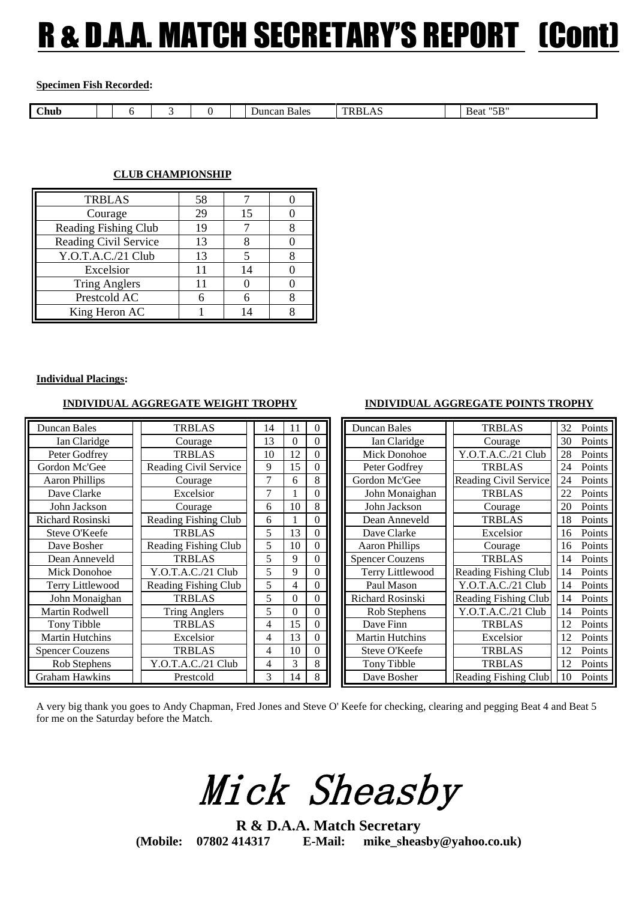# R & D.A.A. MATCH SECRETARY'S REPORT (Cont)

**Specimen Fish Recorded:**

| | | | | | | | | |
|---|---|---|---|---|---|---|---|---|
| **Chub** | | 6 | 3 | 0 | | Duncan Bales | TRBLAS | | Beat "5B" |

**CLUB CHAMPIONSHIP**

| | | | |
|---|---|---|---|
| TRBLAS | 58 | 7 | 0 |
| Courage | 29 | 15 | 0 |
| Reading Fishing Club | 19 | 7 | 8 |
| Reading Civil Service | 13 | 8 | 0 |
| Y.O.T.A.C./21 Club | 13 | 5 | 8 |
| Excelsior | 11 | 14 | 0 |
| Tring Anglers | 11 | 0 | 0 |
| Prestcold AC | 6 | 6 | 8 |
| King Heron AC | 1 | 14 | 8 |

**Individual Placings:**

**INDIVIDUAL AGGREGATE WEIGHT TROPHY**

| | | | | |
|---|---|---|---|---|
| Duncan Bales | TRBLAS | 14 | 11 | 0 |
| Ian Claridge | Courage | 13 | 0 | 0 |
| Peter Godfrey | TRBLAS | 10 | 12 | 0 |
| Gordon Mc'Gee | Reading Civil Service | 9 | 15 | 0 |
| Aaron Phillips | Courage | 7 | 6 | 8 |
| Dave Clarke | Excelsior | 7 | 1 | 0 |
| John Jackson | Courage | 6 | 10 | 8 |
| Richard Rosinski | Reading Fishing Club | 6 | 1 | 0 |
| Steve O'Keefe | TRBLAS | 5 | 13 | 0 |
| Dave Bosher | Reading Fishing Club | 5 | 10 | 0 |
| Dean Anneveld | TRBLAS | 5 | 9 | 0 |
| Mick Donohoe | Y.O.T.A.C./21 Club | 5 | 9 | 0 |
| Terry Littlewood | Reading Fishing Club | 5 | 4 | 0 |
| John Monaighan | TRBLAS | 5 | 0 | 0 |
| Martin Rodwell | Tring Anglers | 5 | 0 | 0 |
| Tony Tibble | TRBLAS | 4 | 15 | 0 |
| Martin Hutchins | Excelsior | 4 | 13 | 0 |
| Spencer Couzens | TRBLAS | 4 | 10 | 0 |
| Rob Stephens | Y.O.T.A.C./21 Club | 4 | 3 | 8 |
| Graham Hawkins | Prestcold | 3 | 14 | 8 |

**INDIVIDUAL AGGREGATE POINTS TROPHY**

| | | | |
|---|---|---|---|
| Duncan Bales | TRBLAS | 32 | Points |
| Ian Claridge | Courage | 30 | Points |
| Mick Donohoe | Y.O.T.A.C./21 Club | 28 | Points |
| Peter Godfrey | TRBLAS | 24 | Points |
| Gordon Mc'Gee | Reading Civil Service | 24 | Points |
| John Monaighan | TRBLAS | 22 | Points |
| John Jackson | Courage | 20 | Points |
| Dean Anneveld | TRBLAS | 18 | Points |
| Dave Clarke | Excelsior | 16 | Points |
| Aaron Phillips | Courage | 16 | Points |
| Spencer Couzens | TRBLAS | 14 | Points |
| Terry Littlewood | Reading Fishing Club | 14 | Points |
| Paul Mason | Y.O.T.A.C./21 Club | 14 | Points |
| Richard Rosinski | Reading Fishing Club | 14 | Points |
| Rob Stephens | Y.O.T.A.C./21 Club | 14 | Points |
| Dave Finn | TRBLAS | 12 | Points |
| Martin Hutchins | Excelsior | 12 | Points |
| Steve O'Keefe | TRBLAS | 12 | Points |
| Tony Tibble | TRBLAS | 12 | Points |
| Dave Bosher | Reading Fishing Club | 10 | Points |

A very big thank you goes to Andy Chapman, Fred Jones and Steve O' Keefe for checking, clearing and pegging Beat 4 and Beat 5 for me on the Saturday before the Match.

*Mick Sheasby*

**R & D.A.A. Match Secretary**
**(Mobile: 07802 414317 E-Mail: mike_sheasby@yahoo.co.uk)**